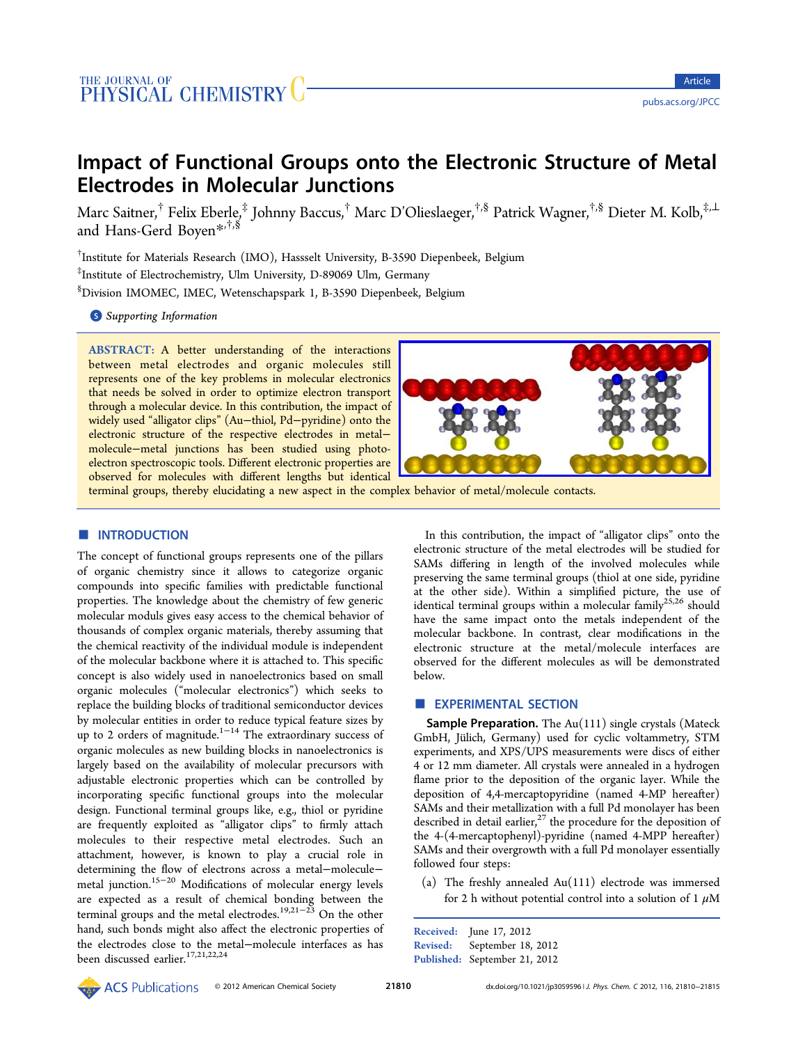# Impact of Functional Groups onto the Electronic Structure of Metal Electrodes in Molecular Junctions

Marc Saitner,[†] Felix Eberle,[‡] Johnny Baccus,[†] Marc D'Olieslaeger,[†,§] Patrick Wagner,[†,§] Dieter M. Kolb,[‡,⊥] and Hans-Gerd Boyen*[,†,§]

[†]Institute for Materials Research (IMO), Hassselt University, B-3590 Diepenbeek, Belgium

[‡]Institute of Electrochemistry, Ulm University, D-89069 Ulm, Germany

[§]Division IMOMEC, IMEC, Wetenschapspark 1, B-3590 Diepenbeek, Belgium

*Supporting Information*

**ABSTRACT:** A better understanding of the interactions between metal electrodes and organic molecules still represents one of the key problems in molecular electronics that needs to be solved in order to optimize electron transport through a molecular device. In this contribution, the impact of widely used "alligator clips" (Au−thiol, Pd−pyridine) onto the electronic structure of the respective electrodes in metal−molecule−metal junctions has been studied using photoelectron spectroscopic tools. Different electronic properties are observed for molecules with different lengths but identical terminal groups, thereby elucidating a new aspect in the complex behavior of metal/molecule contacts.

## ■ INTRODUCTION

The concept of functional groups represents one of the pillars of organic chemistry since it allows to categorize organic compounds into specific families with predictable functional properties. The knowledge about the chemistry of few generic molecular moduls gives easy access to the chemical behavior of thousands of complex organic materials, thereby assuming that the chemical reactivity of the individual module is independent of the molecular backbone where it is attached to. This specific concept is also widely used in nanoelectronics based on small organic molecules ("molecular electronics") which seeks to replace the building blocks of traditional semiconductor devices by molecular entities in order to reduce typical feature sizes by up to 2 orders of magnitude.[1−14] The extraordinary success of organic molecules as new building blocks in nanoelectronics is largely based on the availability of molecular precursors with adjustable electronic properties which can be controlled by incorporating specific functional groups into the molecular design. Functional terminal groups like, e.g., thiol or pyridine are frequently exploited as "alligator clips" to firmly attach molecules to their respective metal electrodes. Such an attachment, however, is known to play a crucial role in determining the flow of electrons across a metal−molecule−metal junction.[15−20] Modifications of molecular energy levels are expected as a result of chemical bonding between the terminal groups and the metal electrodes.[19,21−23] On the other hand, such bonds might also affect the electronic properties of the electrodes close to the metal−molecule interfaces as has been discussed earlier.[17,21,22,24]

In this contribution, the impact of "alligator clips" onto the electronic structure of the metal electrodes will be studied for SAMs differing in length of the involved molecules while preserving the same terminal groups (thiol at one side, pyridine at the other side). Within a simplified picture, the use of identical terminal groups within a molecular family[25,26] should have the same impact onto the metals independent of the molecular backbone. In contrast, clear modifications in the electronic structure at the metal/molecule interfaces are observed for the different molecules as will be demonstrated below.

## ■ EXPERIMENTAL SECTION

**Sample Preparation.** The Au(111) single crystals (Mateck GmbH, Jülich, Germany) used for cyclic voltammetry, STM experiments, and XPS/UPS measurements were discs of either 4 or 12 mm diameter. All crystals were annealed in a hydrogen flame prior to the deposition of the organic layer. While the deposition of 4,4-mercaptopyridine (named 4-MP hereafter) SAMs and their metallization with a full Pd monolayer has been described in detail earlier,[27] the procedure for the deposition of the 4-(4-mercaptophenyl)-pyridine (named 4-MPP hereafter) SAMs and their overgrowth with a full Pd monolayer essentially followed four steps:

(a) The freshly annealed Au(111) electrode was immersed for 2 h without potential control into a solution of 1 $\mu$M

Received: June 17, 2012
Revised: September 18, 2012
Published: September 21, 2012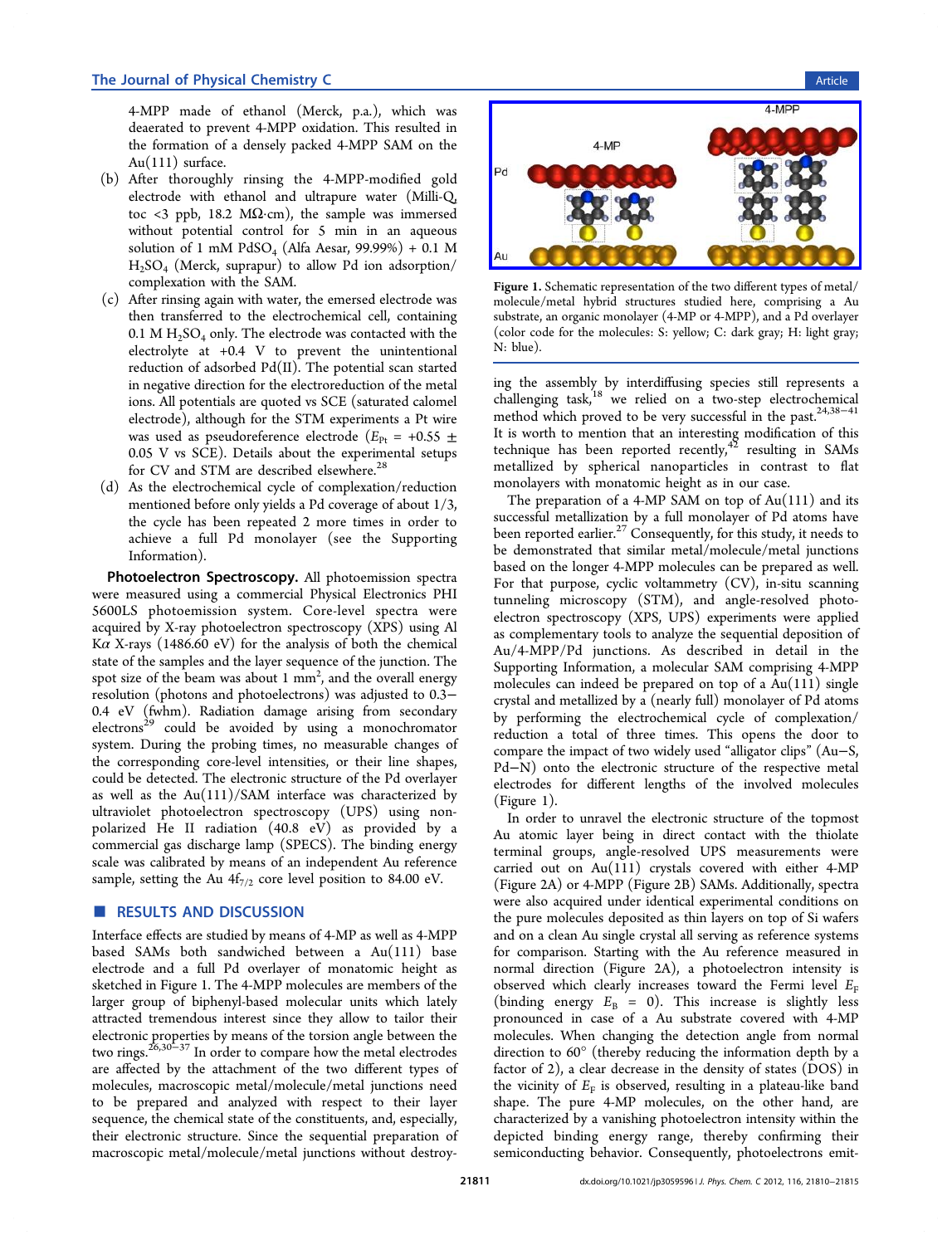4-MPP made of ethanol (Merck, p.a.), which was deaerated to prevent 4-MPP oxidation. This resulted in the formation of a densely packed 4-MPP SAM on the Au(111) surface.

(b) After thoroughly rinsing the 4-MPP-modified gold electrode with ethanol and ultrapure water (Milli-Q, toc <3 ppb, 18.2 MΩ·cm), the sample was immersed without potential control for 5 min in an aqueous solution of 1 mM $PdSO_4$ (Alfa Aesar, 99.99%) + 0.1 M $H_2SO_4$ (Merck, suprapur) to allow Pd ion adsorption/complexation with the SAM.

(c) After rinsing again with water, the emersed electrode was then transferred to the electrochemical cell, containing 0.1 M $H_2SO_4$ only. The electrode was contacted with the electrolyte at +0.4 V to prevent the unintentional reduction of adsorbed Pd(II). The potential scan started in negative direction for the electroreduction of the metal ions. All potentials are quoted vs SCE (saturated calomel electrode), although for the STM experiments a Pt wire was used as pseudoreference electrode ($E_{Pt}$ = +0.55 ± 0.05 V vs SCE). Details about the experimental setups for CV and STM are described elsewhere.[28]

(d) As the electrochemical cycle of complexation/reduction mentioned before only yields a Pd coverage of about 1/3, the cycle has been repeated 2 more times in order to achieve a full Pd monolayer (see the Supporting Information).

**Photoelectron Spectroscopy.** All photoemission spectra were measured using a commercial Physical Electronics PHI 5600LS photoemission system. Core-level spectra were acquired by X-ray photoelectron spectroscopy (XPS) using Al Kα X-rays (1486.60 eV) for the analysis of both the chemical state of the samples and the layer sequence of the junction. The spot size of the beam was about 1 mm$^2$, and the overall energy resolution (photons and photoelectrons) was adjusted to 0.3−0.4 eV (fwhm). Radiation damage arising from secondary electrons[29] could be avoided by using a monochromator system. During the probing times, no measurable changes of the corresponding core-level intensities, or their line shapes, could be detected. The electronic structure of the Pd overlayer as well as the Au(111)/SAM interface was characterized by ultraviolet photoelectron spectroscopy (UPS) using non-polarized He II radiation (40.8 eV) as provided by a commercial gas discharge lamp (SPECS). The binding energy scale was calibrated by means of an independent Au reference sample, setting the Au $4f_{7/2}$ core level position to 84.00 eV.

## RESULTS AND DISCUSSION

Interface effects are studied by means of 4-MP as well as 4-MPP based SAMs both sandwiched between a Au(111) base electrode and a full Pd overlayer of monatomic height as sketched in Figure 1. The 4-MPP molecules are members of the larger group of biphenyl-based molecular units which lately attracted tremendous interest since they allow to tailor their electronic properties by means of the torsion angle between the two rings.[26,30−37] In order to compare how the metal electrodes are affected by the attachment of the two different types of molecules, macroscopic metal/molecule/metal junctions need to be prepared and analyzed with respect to their layer sequence, the chemical state of the constituents, and, especially, their electronic structure. Since the sequential preparation of macroscopic metal/molecule/metal junctions without destroying the assembly by interdiffusing species still represents a challenging task,[18] we relied on a two-step electrochemical method which proved to be very successful in the past.[24,38−41] It is worth to mention that an interesting modification of this technique has been reported recently,[42] resulting in SAMs metallized by spherical nanoparticles in contrast to flat monolayers with monatomic height as in our case.

Figure 1. Schematic representation of the two different types of metal/molecule/metal hybrid structures studied here, comprising a Au substrate, an organic monolayer (4-MP or 4-MPP), and a Pd overlayer (color code for the molecules: S: yellow; C: dark gray; H: light gray; N: blue).

The preparation of a 4-MP SAM on top of Au(111) and its successful metallization by a full monolayer of Pd atoms have been reported earlier.[27] Consequently, for this study, it needs to be demonstrated that similar metal/molecule/metal junctions based on the longer 4-MPP molecules can be prepared as well. For that purpose, cyclic voltammetry (CV), in-situ scanning tunneling microscopy (STM), and angle-resolved photoelectron spectroscopy (XPS, UPS) experiments were applied as complementary tools to analyze the sequential deposition of Au/4-MPP/Pd junctions. As described in detail in the Supporting Information, a molecular SAM comprising 4-MPP molecules can indeed be prepared on top of a Au(111) single crystal and metallized by a (nearly full) monolayer of Pd atoms by performing the electrochemical cycle of complexation/reduction a total of three times. This opens the door to compare the impact of two widely used "alligator clips" (Au−S, Pd−N) onto the electronic structure of the respective metal electrodes for different lengths of the involved molecules (Figure 1).

In order to unravel the electronic structure of the topmost Au atomic layer being in direct contact with the thiolate terminal groups, angle-resolved UPS measurements were carried out on Au(111) crystals covered with either 4-MP (Figure 2A) or 4-MPP (Figure 2B) SAMs. Additionally, spectra were also acquired under identical experimental conditions on the pure molecules deposited as thin layers on top of Si wafers and on a clean Au single crystal all serving as reference systems for comparison. Starting with the Au reference measured in normal direction (Figure 2A), a photoelectron intensity is observed which clearly increases toward the Fermi level $E_F$ (binding energy $E_B$ = 0). This increase is slightly less pronounced in case of a Au substrate covered with 4-MP molecules. When changing the detection angle from normal direction to 60° (thereby reducing the information depth by a factor of 2), a clear decrease in the density of states (DOS) in the vicinity of $E_F$ is observed, resulting in a plateau-like band shape. The pure 4-MP molecules, on the other hand, are characterized by a vanishing photoelectron intensity within the depicted binding energy range, thereby confirming their semiconducting behavior. Consequently, photoelectrons emit-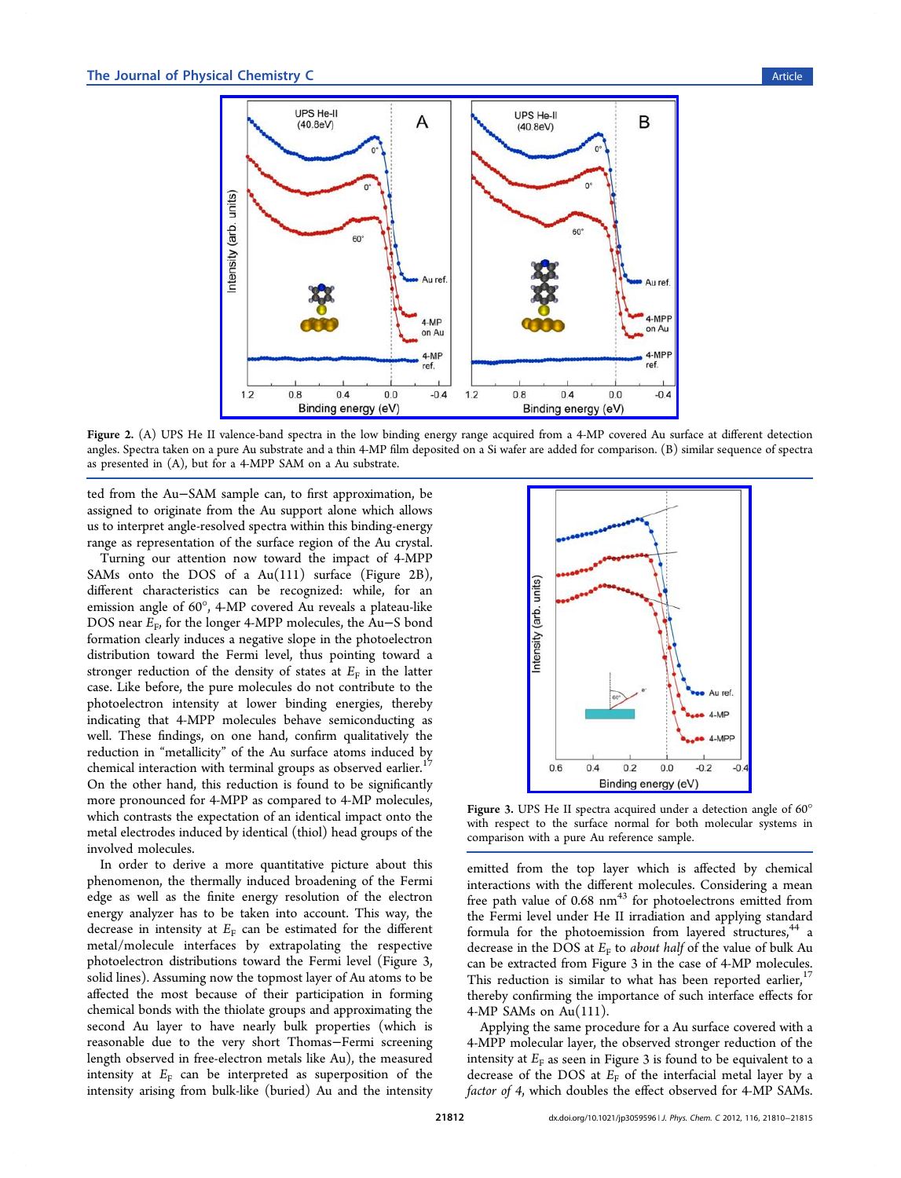**Figure 2.** (A) UPS He II valence-band spectra in the low binding energy range acquired from a 4-MP covered Au surface at different detection angles. Spectra taken on a pure Au substrate and a thin 4-MP film deposited on a Si wafer are added for comparison. (B) similar sequence of spectra as presented in (A), but for a 4-MPP SAM on a Au substrate.

ted from the Au−SAM sample can, to first approximation, be assigned to originate from the Au support alone which allows us to interpret angle-resolved spectra within this binding-energy range as representation of the surface region of the Au crystal.

Turning our attention now toward the impact of 4-MPP SAMs onto the DOS of a Au(111) surface (Figure 2B), different characteristics can be recognized: while, for an emission angle of 60°, 4-MP covered Au reveals a plateau-like DOS near $E_F$, for the longer 4-MPP molecules, the Au−S bond formation clearly induces a negative slope in the photoelectron distribution toward the Fermi level, thus pointing toward a stronger reduction of the density of states at $E_F$ in the latter case. Like before, the pure molecules do not contribute to the photoelectron intensity at lower binding energies, thereby indicating that 4-MPP molecules behave semiconducting as well. These findings, on one hand, confirm qualitatively the reduction in "metallicity" of the Au surface atoms induced by chemical interaction with terminal groups as observed earlier.[17] On the other hand, this reduction is found to be significantly more pronounced for 4-MPP as compared to 4-MP molecules, which contrasts the expectation of an identical impact onto the metal electrodes induced by identical (thiol) head groups of the involved molecules.

In order to derive a more quantitative picture about this phenomenon, the thermally induced broadening of the Fermi edge as well as the finite energy resolution of the electron energy analyzer has to be taken into account. This way, the decrease in intensity at $E_F$ can be estimated for the different metal/molecule interfaces by extrapolating the respective photoelectron distributions toward the Fermi level (Figure 3, solid lines). Assuming now the topmost layer of Au atoms to be affected the most because of their participation in forming chemical bonds with the thiolate groups and approximating the second Au layer to have nearly bulk properties (which is reasonable due to the very short Thomas−Fermi screening length observed in free-electron metals like Au), the measured intensity at $E_F$ can be interpreted as superposition of the intensity arising from bulk-like (buried) Au and the intensity emitted from the top layer which is affected by chemical interactions with the different molecules. Considering a mean free path value of 0.68 nm[43] for photoelectrons emitted from the Fermi level under He II irradiation and applying standard formula for the photoemission from layered structures,[44] a decrease in the DOS at $E_F$ to *about half* of the value of bulk Au can be extracted from Figure 3 in the case of 4-MP molecules. This reduction is similar to what has been reported earlier,[17] thereby confirming the importance of such interface effects for 4-MP SAMs on Au(111).

**Figure 3.** UPS He II spectra acquired under a detection angle of 60° with respect to the surface normal for both molecular systems in comparison with a pure Au reference sample.

Applying the same procedure for a Au surface covered with a 4-MPP molecular layer, the observed stronger reduction of the intensity at $E_F$ as seen in Figure 3 is found to be equivalent to a decrease of the DOS at $E_F$ of the interfacial metal layer by a *factor of 4*, which doubles the effect observed for 4-MP SAMs.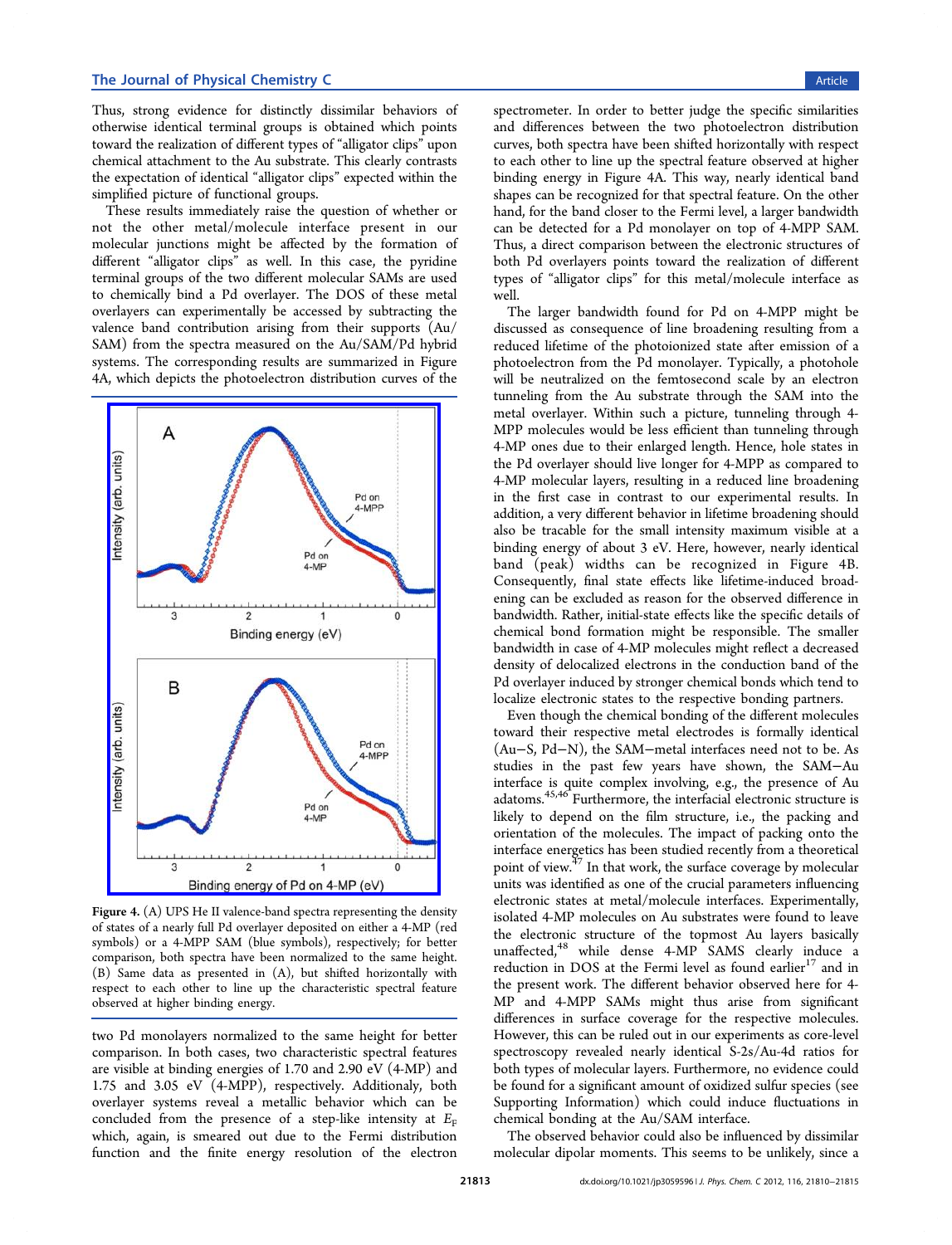Thus, strong evidence for distinctly dissimilar behaviors of otherwise identical terminal groups is obtained which points toward the realization of different types of "alligator clips" upon chemical attachment to the Au substrate. This clearly contrasts the expectation of identical "alligator clips" expected within the simplified picture of functional groups.

These results immediately raise the question of whether or not the other metal/molecule interface present in our molecular junctions might be affected by the formation of different "alligator clips" as well. In this case, the pyridine terminal groups of the two different molecular SAMs are used to chemically bind a Pd overlayer. The DOS of these metal overlayers can experimentally be accessed by subtracting the valence band contribution arising from their supports (Au/SAM) from the spectra measured on the Au/SAM/Pd hybrid systems. The corresponding results are summarized in Figure 4A, which depicts the photoelectron distribution curves of the two Pd monolayers normalized to the same height for better comparison. In both cases, two characteristic spectral features are visible at binding energies of 1.70 and 2.90 eV (4-MP) and 1.75 and 3.05 eV (4-MPP), respectively. Additionaly, both overlayer systems reveal a metallic behavior which can be concluded from the presence of a step-like intensity at $E_F$ which, again, is smeared out due to the Fermi distribution function and the finite energy resolution of the electron spectrometer. In order to better judge the specific similarities and differences between the two photoelectron distribution curves, both spectra have been shifted horizontally with respect to each other to line up the spectral feature observed at higher binding energy in Figure 4A. This way, nearly identical band shapes can be recognized for that spectral feature. On the other hand, for the band closer to the Fermi level, a larger bandwidth can be detected for a Pd monolayer on top of 4-MPP SAM. Thus, a direct comparison between the electronic structures of both Pd overlayers points toward the realization of different types of "alligator clips" for this metal/molecule interface as well.

Figure 4. (A) UPS He II valence-band spectra representing the density of states of a nearly full Pd overlayer deposited on either a 4-MP (red symbols) or a 4-MPP SAM (blue symbols), respectively; for better comparison, both spectra have been normalized to the same height. (B) Same data as presented in (A), but shifted horizontally with respect to each other to line up the characteristic spectral feature observed at higher binding energy.

The larger bandwidth found for Pd on 4-MPP might be discussed as consequence of line broadening resulting from a reduced lifetime of the photoionized state after emission of a photoelectron from the Pd monolayer. Typically, a photohole will be neutralized on the femtosecond scale by an electron tunneling from the Au substrate through the SAM into the metal overlayer. Within such a picture, tunneling through 4-MPP molecules would be less efficient than tunneling through 4-MP ones due to their enlarged length. Hence, hole states in the Pd overlayer should live longer for 4-MPP as compared to 4-MP molecular layers, resulting in a reduced line broadening in the first case in contrast to our experimental results. In addition, a very different behavior in lifetime broadening should also be tracable for the small intensity maximum visible at a binding energy of about 3 eV. Here, however, nearly identical band (peak) widths can be recognized in Figure 4B. Consequently, final state effects like lifetime-induced broadening can be excluded as reason for the observed difference in bandwidth. Rather, initial-state effects like the specific details of chemical bond formation might be responsible. The smaller bandwidth in case of 4-MP molecules might reflect a decreased density of delocalized electrons in the conduction band of the Pd overlayer induced by stronger chemical bonds which tend to localize electronic states to the respective bonding partners.

Even though the chemical bonding of the different molecules toward their respective metal electrodes is formally identical (Au−S, Pd−N), the SAM−metal interfaces need not to be. As studies in the past few years have shown, the SAM−Au interface is quite complex involving, e.g., the presence of Au adatoms.[45,46] Furthermore, the interfacial electronic structure is likely to depend on the film structure, i.e., the packing and orientation of the molecules. The impact of packing onto the interface energetics has been studied recently from a theoretical point of view.[47] In that work, the surface coverage by molecular units was identified as one of the crucial parameters influencing electronic states at metal/molecule interfaces. Experimentally, isolated 4-MP molecules on Au substrates were found to leave the electronic structure of the topmost Au layers basically unaffected,[48] while dense 4-MP SAMS clearly induce a reduction in DOS at the Fermi level as found earlier[17] and in the present work. The different behavior observed here for 4-MP and 4-MPP SAMs might thus arise from significant differences in surface coverage for the respective molecules. However, this can be ruled out in our experiments as core-level spectroscopy revealed nearly identical S-2s/Au-4d ratios for both types of molecular layers. Furthermore, no evidence could be found for a significant amount of oxidized sulfur species (see Supporting Information) which could induce fluctuations in chemical bonding at the Au/SAM interface.

The observed behavior could also be influenced by dissimilar molecular dipolar moments. This seems to be unlikely, since a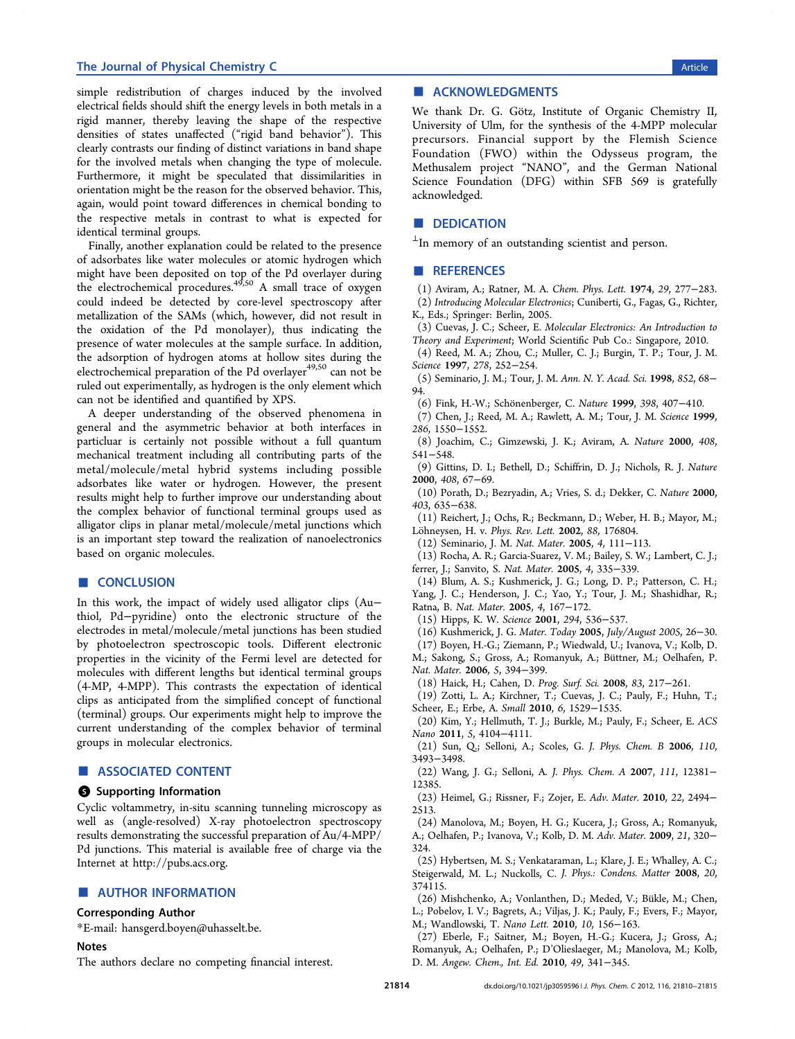simple redistribution of charges induced by the involved electrical fields should shift the energy levels in both metals in a rigid manner, thereby leaving the shape of the respective densities of states unaffected ("rigid band behavior"). This clearly contrasts our finding of distinct variations in band shape for the involved metals when changing the type of molecule. Furthermore, it might be speculated that dissimilarities in orientation might be the reason for the observed behavior. This, again, would point toward differences in chemical bonding to the respective metals in contrast to what is expected for identical terminal groups.

Finally, another explanation could be related to the presence of adsorbates like water molecules or atomic hydrogen which might have been deposited on top of the Pd overlayer during the electrochemical procedures.[49,50] A small trace of oxygen could indeed be detected by core-level spectroscopy after metallization of the SAMs (which, however, did not result in the oxidation of the Pd monolayer), thus indicating the presence of water molecules at the sample surface. In addition, the adsorption of hydrogen atoms at hollow sites during the electrochemical preparation of the Pd overlayer[49,50] can not be ruled out experimentally, as hydrogen is the only element which can not be identified and quantified by XPS.

A deeper understanding of the observed phenomena in general and the asymmetric behavior at both interfaces in particluar is certainly not possible without a full quantum mechanical treatment including all contributing parts of the metal/molecule/metal hybrid systems including possible adsorbates like water or hydrogen. However, the present results might help to further improve our understanding about the complex behavior of functional terminal groups used as alligator clips in planar metal/molecule/metal junctions which is an important step toward the realization of nanoelectronics based on organic molecules.

## ■ CONCLUSION

In this work, the impact of widely used alligator clips (Au–thiol, Pd–pyridine) onto the electronic structure of the electrodes in metal/molecule/metal junctions has been studied by photoelectron spectroscopic tools. Different electronic properties in the vicinity of the Fermi level are detected for molecules with different lengths but identical terminal groups (4-MP, 4-MPP). This contrasts the expectation of identical clips as anticipated from the simplified concept of functional (terminal) groups. Our experiments might help to improve the current understanding of the complex behavior of terminal groups in molecular electronics.

## ■ ASSOCIATED CONTENT

### Supporting Information

Cyclic voltammetry, in-situ scanning tunneling microscopy as well as (angle-resolved) X-ray photoelectron spectroscopy results demonstrating the successful preparation of Au/4-MPP/Pd junctions. This material is available free of charge via the Internet at http://pubs.acs.org.

## ■ AUTHOR INFORMATION

### Corresponding Author

*E-mail: hansgerd.boyen@uhasselt.be.

### Notes

The authors declare no competing financial interest.

## ■ ACKNOWLEDGMENTS

We thank Dr. G. Götz, Institute of Organic Chemistry II, University of Ulm, for the synthesis of the 4-MPP molecular precursors. Financial support by the Flemish Science Foundation (FWO) within the Odysseus program, the Methusalem project "NANO", and the German National Science Foundation (DFG) within SFB 569 is gratefully acknowledged.

## ■ DEDICATION

⊥In memory of an outstanding scientist and person.

## ■ REFERENCES

(1) Aviram, A.; Ratner, M. A. *Chem. Phys. Lett.* **1974**, *29*, 277–283.
(2) *Introducing Molecular Electronics*; Cuniberti, G., Fagas, G., Richter, K., Eds.; Springer: Berlin, 2005.
(3) Cuevas, J. C.; Scheer, E. *Molecular Electronics: An Introduction to Theory and Experiment*; World Scientific Pub Co.: Singapore, 2010.
(4) Reed, M. A.; Zhou, C.; Muller, C. J.; Burgin, T. P.; Tour, J. M. *Science* **1997**, *278*, 252–254.
(5) Seminario, J. M.; Tour, J. M. *Ann. N. Y. Acad. Sci.* **1998**, *852*, 68–94.
(6) Fink, H.-W.; Schönenberger, C. *Nature* **1999**, *398*, 407–410.
(7) Chen, J.; Reed, M. A.; Rawlett, A. M.; Tour, J. M. *Science* **1999**, *286*, 1550–1552.
(8) Joachim, C.; Gimzewski, J. K.; Aviram, A. *Nature* **2000**, *408*, 541–548.
(9) Gittins, D. I.; Bethell, D.; Schiffrin, D. J.; Nichols, R. J. *Nature* **2000**, *408*, 67–69.
(10) Porath, D.; Bezryadin, A.; Vries, S. d.; Dekker, C. *Nature* **2000**, *403*, 635–638.
(11) Reichert, J.; Ochs, R.; Beckmann, D.; Weber, H. B.; Mayor, M.; Löhneysen, H. v. *Phys. Rev. Lett.* **2002**, *88*, 176804.
(12) Seminario, J. M. *Nat. Mater.* **2005**, *4*, 111–113.
(13) Rocha, A. R.; Garcia-Suarez, V. M.; Bailey, S. W.; Lambert, C. J.; ferrer, J.; Sanvito, S. *Nat. Mater.* **2005**, *4*, 335–339.
(14) Blum, A. S.; Kushmerick, J. G.; Long, D. P.; Patterson, C. H.; Yang, J. C.; Henderson, J. C.; Yao, Y.; Tour, J. M.; Shashidhar, R.; Ratna, B. *Nat. Mater.* **2005**, *4*, 167–172.
(15) Hipps, K. W. *Science* **2001**, *294*, 536–537.
(16) Kushmerick, J. G. *Mater. Today* **2005**, *July/August 2005*, 26–30.
(17) Boyen, H.-G.; Ziemann, P.; Wiedwald, U.; Ivanova, V.; Kolb, D. M.; Sakong, S.; Gross, A.; Romanyuk, A.; Büttner, M.; Oelhafen, P. *Nat. Mater.* **2006**, *5*, 394–399.
(18) Haick, H.; Cahen, D. *Prog. Surf. Sci.* **2008**, *83*, 217–261.
(19) Zotti, L. A.; Kirchner, T.; Cuevas, J. C.; Pauly, F.; Huhn, T.; Scheer, E.; Erbe, A. *Small* **2010**, *6*, 1529–1535.
(20) Kim, Y.; Hellmuth, T. J.; Burkle, M.; Pauly, F.; Scheer, E. *ACS Nano* **2011**, *5*, 4104–4111.
(21) Sun, Q.; Selloni, A.; Scoles, G. *J. Phys. Chem. B* **2006**, *110*, 3493–3498.
(22) Wang, J. G.; Selloni, A. *J. Phys. Chem. A* **2007**, *111*, 12381–12385.
(23) Heimel, G.; Rissner, F.; Zojer, E. *Adv. Mater.* **2010**, *22*, 2494–2513.
(24) Manolova, M.; Boyen, H. G.; Kucera, J.; Gross, A.; Romanyuk, A.; Oelhafen, P.; Ivanova, V.; Kolb, D. M. *Adv. Mater.* **2009**, *21*, 320–324.
(25) Hybertsen, M. S.; Venkataraman, L.; Klare, J. E.; Whalley, A. C.; Steigerwald, M. L.; Nuckolls, C. *J. Phys.: Condens. Matter* **2008**, *20*, 374115.
(26) Mishchenko, A.; Vonlanthen, D.; Meded, V.; Bükle, M.; Chen, L.; Pobelov, I. V.; Bagrets, A.; Viljas, J. K.; Pauly, F.; Evers, F.; Mayor, M.; Wandlowski, T. *Nano Lett.* **2010**, *10*, 156–163.
(27) Eberle, F.; Saitner, M.; Boyen, H.-G.; Kucera, J.; Gross, A.; Romanyuk, A.; Oelhafen, P.; D'Olieslaeger, M.; Manolova, M.; Kolb, D. M. *Angew. Chem., Int. Ed.* **2010**, *49*, 341–345.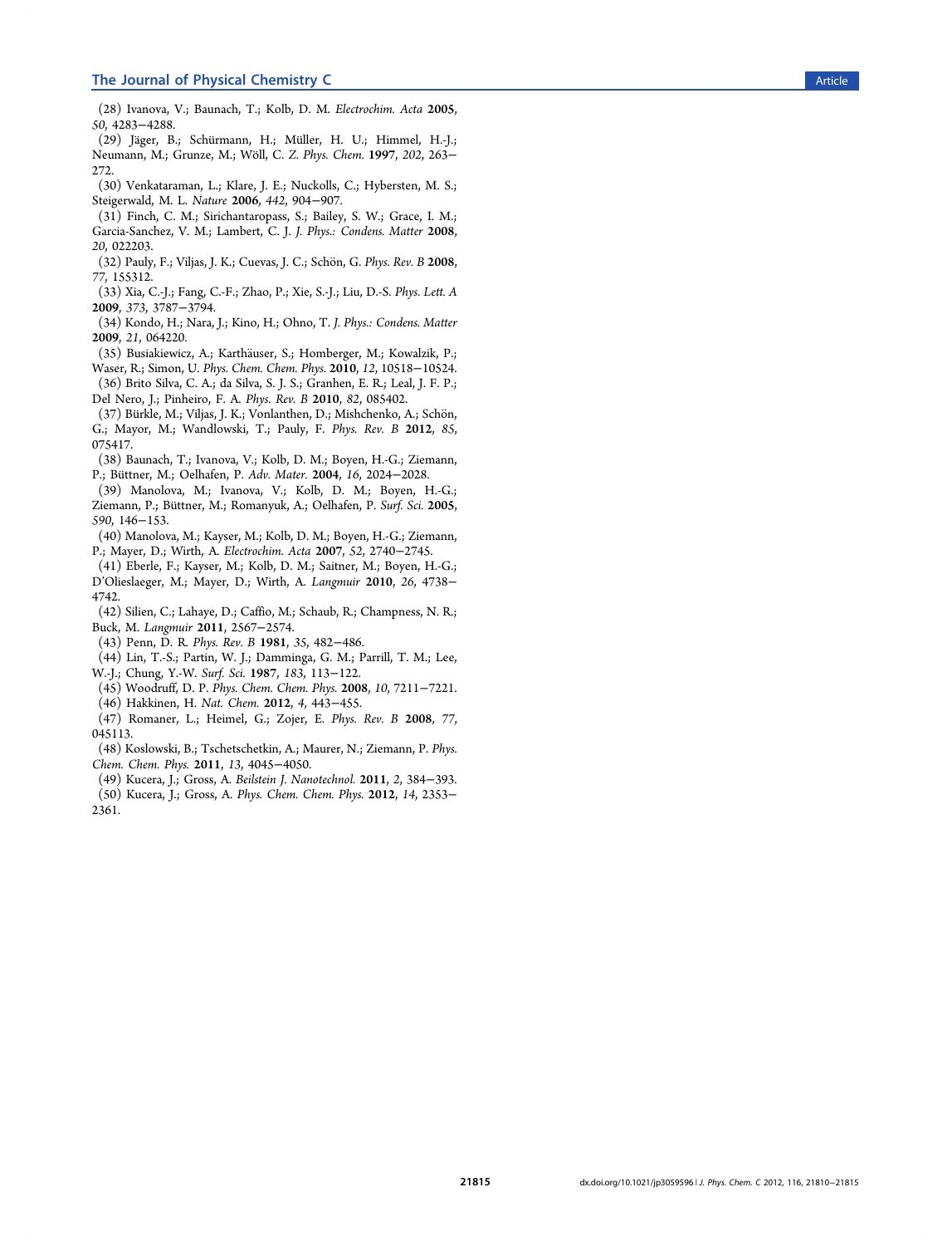(28) Ivanova, V.; Baunach, T.; Kolb, D. M. *Electrochim. Acta* **2005**, *50*, 4283−4288.

(29) Jäger, B.; Schürmann, H.; Müller, H. U.; Himmel, H.-J.; Neumann, M.; Grunze, M.; Wöll, C. *Z. Phys. Chem.* **1997**, *202*, 263−272.

(30) Venkataraman, L.; Klare, J. E.; Nuckolls, C.; Hybersten, M. S.; Steigerwald, M. L. *Nature* **2006**, *442*, 904−907.

(31) Finch, C. M.; Sirichantaropass, S.; Bailey, S. W.; Grace, I. M.; Garcia-Sanchez, V. M.; Lambert, C. J. *J. Phys.: Condens. Matter* **2008**, *20*, 022203.

(32) Pauly, F.; Viljas, J. K.; Cuevas, J. C.; Schön, G. *Phys. Rev. B* **2008**, *77*, 155312.

(33) Xia, C.-J.; Fang, C.-F.; Zhao, P.; Xie, S.-J.; Liu, D.-S. *Phys. Lett. A* **2009**, *373*, 3787−3794.

(34) Kondo, H.; Nara, J.; Kino, H.; Ohno, T. *J. Phys.: Condens. Matter* **2009**, *21*, 064220.

(35) Busiakiewicz, A.; Karthäuser, S.; Homberger, M.; Kowalzik, P.; Waser, R.; Simon, U. *Phys. Chem. Chem. Phys.* **2010**, *12*, 10518−10524.

(36) Brito Silva, C. A.; da Silva, S. J. S.; Granhen, E. R.; Leal, J. F. P.; Del Nero, J.; Pinheiro, F. A. *Phys. Rev. B* **2010**, *82*, 085402.

(37) Bürkle, M.; Viljas, J. K.; Vonlanthen, D.; Mishchenko, A.; Schön, G.; Mayor, M.; Wandlowski, T.; Pauly, F. *Phys. Rev. B* **2012**, *85*, 075417.

(38) Baunach, T.; Ivanova, V.; Kolb, D. M.; Boyen, H.-G.; Ziemann, P.; Büttner, M.; Oelhafen, P. *Adv. Mater.* **2004**, *16*, 2024−2028.

(39) Manolova, M.; Ivanova, V.; Kolb, D. M.; Boyen, H.-G.; Ziemann, P.; Büttner, M.; Romanyuk, A.; Oelhafen, P. *Surf. Sci.* **2005**, *590*, 146−153.

(40) Manolova, M.; Kayser, M.; Kolb, D. M.; Boyen, H.-G.; Ziemann, P.; Mayer, D.; Wirth, A. *Electrochim. Acta* **2007**, *52*, 2740−2745.

(41) Eberle, F.; Kayser, M.; Kolb, D. M.; Saitner, M.; Boyen, H.-G.; D'Olieslaeger, M.; Mayer, D.; Wirth, A. *Langmuir* **2010**, *26*, 4738−4742.

(42) Silien, C.; Lahaye, D.; Caffio, M.; Schaub, R.; Champness, N. R.; Buck, M. *Langmuir* **2011**, 2567−2574.

(43) Penn, D. R. *Phys. Rev. B* **1981**, *35*, 482−486.

(44) Lin, T.-S.; Partin, W. J.; Damminga, G. M.; Parrill, T. M.; Lee, W.-J.; Chung, Y.-W. *Surf. Sci.* **1987**, *183*, 113−122.

(45) Woodruff, D. P. *Phys. Chem. Chem. Phys.* **2008**, *10*, 7211−7221.

(46) Hakkinen, H. *Nat. Chem.* **2012**, *4*, 443−455.

(47) Romaner, L.; Heimel, G.; Zojer, E. *Phys. Rev. B* **2008**, *77*, 045113.

(48) Koslowski, B.; Tschetschetkin, A.; Maurer, N.; Ziemann, P. *Phys. Chem. Chem. Phys.* **2011**, *13*, 4045−4050.

(49) Kucera, J.; Gross, A. *Beilstein J. Nanotechnol.* **2011**, *2*, 384−393.

(50) Kucera, J.; Gross, A. *Phys. Chem. Chem. Phys.* **2012**, *14*, 2353−2361.